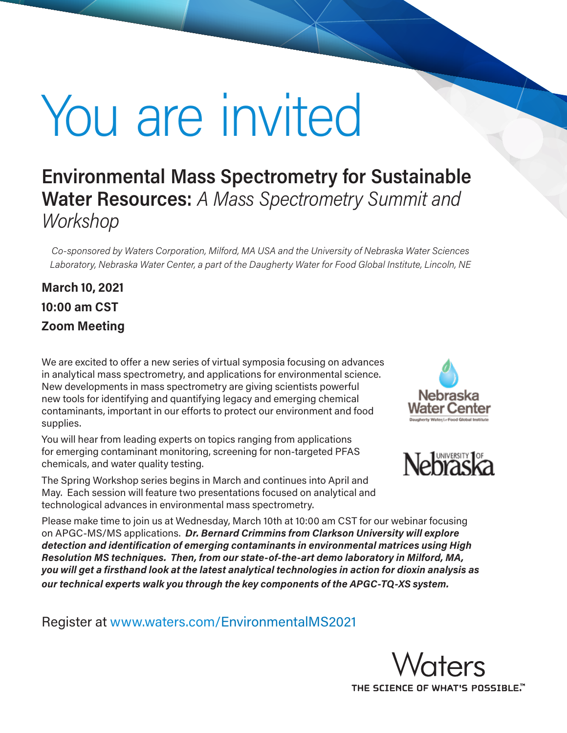# You are invited

## Environmental Mass Spectrometry for Sustainable Water Resources: *A Mass Spectrometry Summit and Workshop*

*Co-sponsored by Waters Corporation, Milford, MA USA and the University of Nebraska Water Sciences Laboratory, Nebraska Water Center, a part of the Daugherty Water for Food Global Institute, Lincoln, NE*

**March 10, 2021**

**10:00 am CST**

**Zoom Meeting**

We are excited to offer a new series of virtual symposia focusing on advances in analytical mass spectrometry, and applications for environmental science. New developments in mass spectrometry are giving scientists powerful new tools for identifying and quantifying legacy and emerging chemical contaminants, important in our efforts to protect our environment and food supplies.

You will hear from leading experts on topics ranging from applications for emerging contaminant monitoring, screening for non-targeted PFAS chemicals, and water quality testing.

The Spring Workshop series begins in March and continues into April and May. Each session will feature two presentations focused on analytical and technological advances in environmental mass spectrometry.

Please make time to join us at Wednesday, March 10th at 10:00 am CST for our webinar focusing on APGC-MS/MS applications. ***Dr. Bernard Crimmins from Clarkson University will explore detection and identification of emerging contaminants in environmental matrices using High Resolution MS techniques. Then, from our state-of-the-art demo laboratory in Milford, MA, you will get a firsthand look at the latest analytical technologies in action for dioxin analysis as our technical experts walk you through the key components of the APGC-TQ-XS system.***

Register at www.waters.com/EnvironmentalMS2021

Nebraska Water Center
Daugherty Water for Food Global Institute

University of Nebraska

Waters
THE SCIENCE OF WHAT'S POSSIBLE.™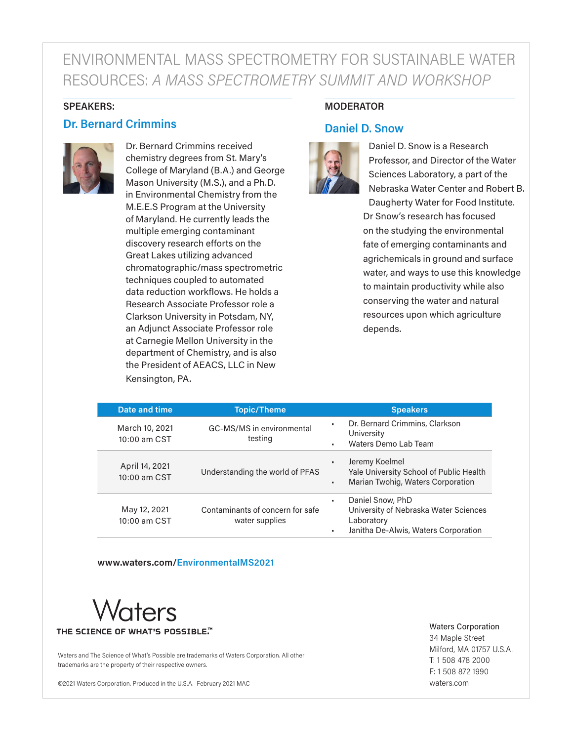# ENVIRONMENTAL MASS SPECTROMETRY FOR SUSTAINABLE WATER RESOURCES: *A MASS SPECTROMETRY SUMMIT AND WORKSHOP*

## SPEAKERS:

### Dr. Bernard Crimmins

Dr. Bernard Crimmins received chemistry degrees from St. Mary's College of Maryland (B.A.) and George Mason University (M.S.), and a Ph.D. in Environmental Chemistry from the M.E.E.S Program at the University of Maryland. He currently leads the multiple emerging contaminant discovery research efforts on the Great Lakes utilizing advanced chromatographic/mass spectrometric techniques coupled to automated data reduction workflows. He holds a Research Associate Professor role a Clarkson University in Potsdam, NY, an Adjunct Associate Professor role at Carnegie Mellon University in the department of Chemistry, and is also the President of AEACS, LLC in New Kensington, PA.

## MODERATOR

### Daniel D. Snow

Daniel D. Snow is a Research Professor, and Director of the Water Sciences Laboratory, a part of the Nebraska Water Center and Robert B. Daugherty Water for Food Institute. Dr Snow's research has focused on the studying the environmental fate of emerging contaminants and agrichemicals in ground and surface water, and ways to use this knowledge to maintain productivity while also conserving the water and natural resources upon which agriculture depends.

| Date and time | Topic/Theme | Speakers |
|---|---|---|
| March 10, 2021<br>10:00 am CST | GC-MS/MS in environmental testing | • Dr. Bernard Crimmins, Clarkson University<br>• Waters Demo Lab Team |
| April 14, 2021<br>10:00 am CST | Understanding the world of PFAS | • Jeremy Koelmel<br>Yale University School of Public Health<br>• Marian Twohig, Waters Corporation |
| May 12, 2021<br>10:00 am CST | Contaminants of concern for safe water supplies | • Daniel Snow, PhD<br>University of Nebraska Water Sciences Laboratory<br>• Janitha De-Alwis, Waters Corporation |

**www.waters.com/EnvironmentalMS2021**

Waters

THE SCIENCE OF WHAT'S POSSIBLE.™

Waters and The Science of What's Possible are trademarks of Waters Corporation. All other trademarks are the property of their respective owners.

©2021 Waters Corporation. Produced in the U.S.A. February 2021 MAC

Waters Corporation
34 Maple Street
Milford, MA 01757 U.S.A.
T: 1 508 478 2000
F: 1 508 872 1990
waters.com